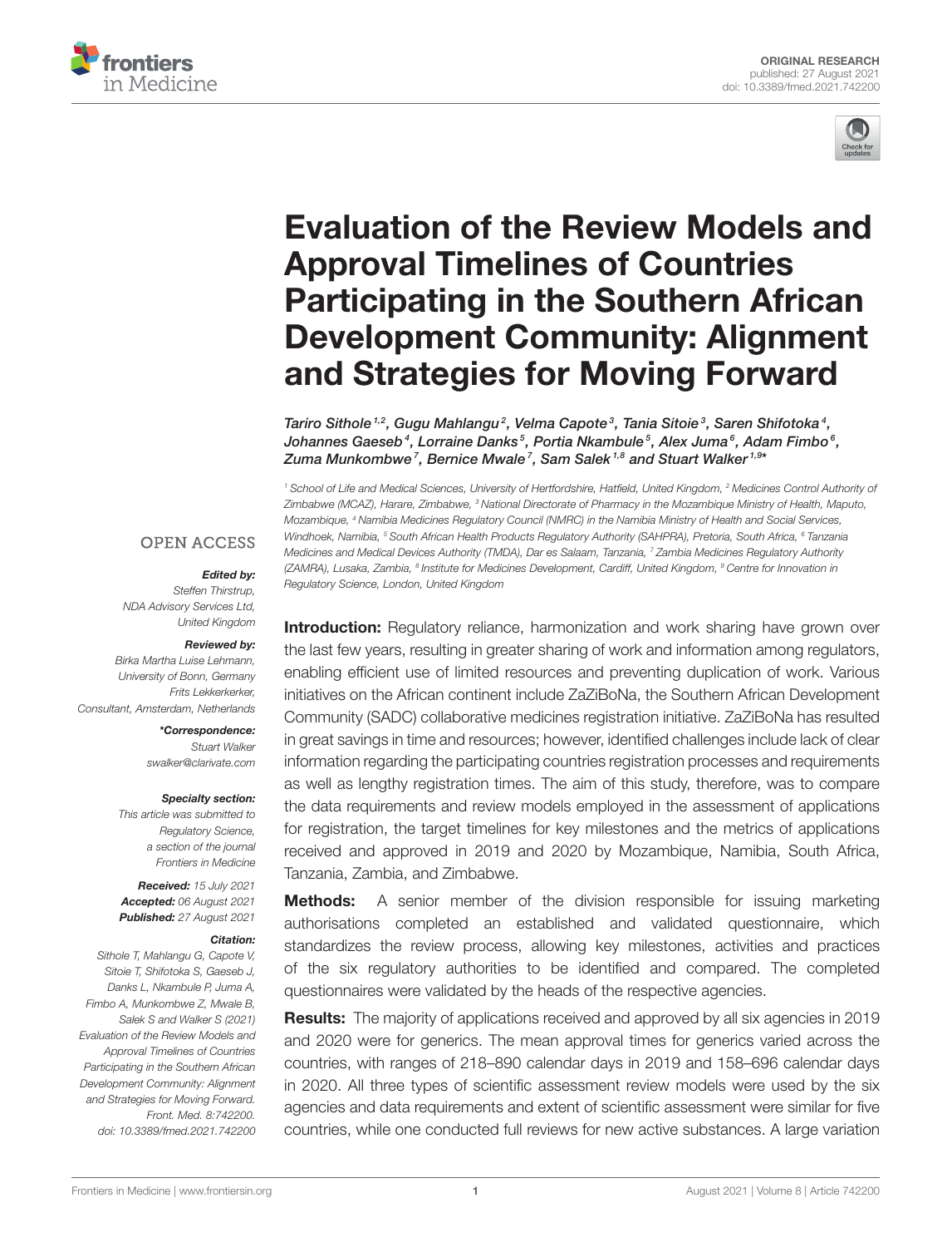ORIGINAL RESEARCH
published: 27 August 2021
doi: 10.3389/fmed.2021.742200

# Evaluation of the Review Models and Approval Timelines of Countries Participating in the Southern African Development Community: Alignment and Strategies for Moving Forward

*Tariro Sithole[1,2], Gugu Mahlangu[2], Velma Capote[3], Tania Sitoie[3], Saren Shifotoka[4], Johannes Gaeseb[4], Lorraine Danks[5], Portia Nkambule[5], Alex Juma[6], Adam Fimbo[6], Zuma Munkombwe[7], Bernice Mwale[7], Sam Salek[1,8] and Stuart Walker[1,9]**

[1] School of Life and Medical Sciences, University of Hertfordshire, Hatfield, United Kingdom, [2] Medicines Control Authority of Zimbabwe (MCAZ), Harare, Zimbabwe, [3] National Directorate of Pharmacy in the Mozambique Ministry of Health, Maputo, Mozambique, [4] Namibia Medicines Regulatory Council (NMRC) in the Namibia Ministry of Health and Social Services, Windhoek, Namibia, [5] South African Health Products Regulatory Authority (SAHPRA), Pretoria, South Africa, [6] Tanzania Medicines and Medical Devices Authority (TMDA), Dar es Salaam, Tanzania, [7] Zambia Medicines Regulatory Authority (ZAMRA), Lusaka, Zambia, [8] Institute for Medicines Development, Cardiff, United Kingdom, [9] Centre for Innovation in Regulatory Science, London, United Kingdom

OPEN ACCESS

***Edited by:***
Steffen Thirstrup,
NDA Advisory Services Ltd,
United Kingdom

***Reviewed by:***
Birka Martha Luise Lehmann,
University of Bonn, Germany
Frits Lekkerkerker,
Consultant, Amsterdam, Netherlands

***\*Correspondence:***
Stuart Walker
swalker@clarivate.com

***Specialty section:***
This article was submitted to
Regulatory Science,
a section of the journal
Frontiers in Medicine

***Received:*** 15 July 2021
***Accepted:*** 06 August 2021
***Published:*** 27 August 2021

***Citation:***
Sithole T, Mahlangu G, Capote V, Sitoie T, Shifotoka S, Gaeseb J, Danks L, Nkambule P, Juma A, Fimbo A, Munkombwe Z, Mwale B, Salek S and Walker S (2021) Evaluation of the Review Models and Approval Timelines of Countries Participating in the Southern African Development Community: Alignment and Strategies for Moving Forward. Front. Med. 8:742200. doi: 10.3389/fmed.2021.742200

**Introduction:** Regulatory reliance, harmonization and work sharing have grown over the last few years, resulting in greater sharing of work and information among regulators, enabling efficient use of limited resources and preventing duplication of work. Various initiatives on the African continent include ZaZiBoNa, the Southern African Development Community (SADC) collaborative medicines registration initiative. ZaZiBoNa has resulted in great savings in time and resources; however, identified challenges include lack of clear information regarding the participating countries registration processes and requirements as well as lengthy registration times. The aim of this study, therefore, was to compare the data requirements and review models employed in the assessment of applications for registration, the target timelines for key milestones and the metrics of applications received and approved in 2019 and 2020 by Mozambique, Namibia, South Africa, Tanzania, Zambia, and Zimbabwe.

**Methods:** A senior member of the division responsible for issuing marketing authorisations completed an established and validated questionnaire, which standardizes the review process, allowing key milestones, activities and practices of the six regulatory authorities to be identified and compared. The completed questionnaires were validated by the heads of the respective agencies.

**Results:** The majority of applications received and approved by all six agencies in 2019 and 2020 were for generics. The mean approval times for generics varied across the countries, with ranges of 218–890 calendar days in 2019 and 158–696 calendar days in 2020. All three types of scientific assessment review models were used by the six agencies and data requirements and extent of scientific assessment were similar for five countries, while one conducted full reviews for new active substances. A large variation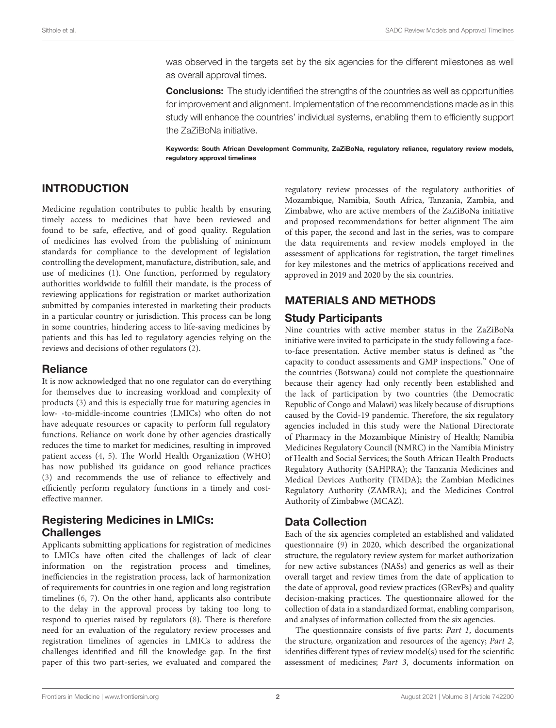was observed in the targets set by the six agencies for the different milestones as well as overall approval times.

**Conclusions:** The study identified the strengths of the countries as well as opportunities for improvement and alignment. Implementation of the recommendations made as in this study will enhance the countries' individual systems, enabling them to efficiently support the ZaZiBoNa initiative.

**Keywords: South African Development Community, ZaZiBoNa, regulatory reliance, regulatory review models, regulatory approval timelines**

## INTRODUCTION

Medicine regulation contributes to public health by ensuring timely access to medicines that have been reviewed and found to be safe, effective, and of good quality. Regulation of medicines has evolved from the publishing of minimum standards for compliance to the development of legislation controlling the development, manufacture, distribution, sale, and use of medicines (1). One function, performed by regulatory authorities worldwide to fulfill their mandate, is the process of reviewing applications for registration or market authorization submitted by companies interested in marketing their products in a particular country or jurisdiction. This process can be long in some countries, hindering access to life-saving medicines by patients and this has led to regulatory agencies relying on the reviews and decisions of other regulators (2).

### Reliance

It is now acknowledged that no one regulator can do everything for themselves due to increasing workload and complexity of products (3) and this is especially true for maturing agencies in low- -to-middle-income countries (LMICs) who often do not have adequate resources or capacity to perform full regulatory functions. Reliance on work done by other agencies drastically reduces the time to market for medicines, resulting in improved patient access (4, 5). The World Health Organization (WHO) has now published its guidance on good reliance practices (3) and recommends the use of reliance to effectively and efficiently perform regulatory functions in a timely and cost-effective manner.

### Registering Medicines in LMICs: Challenges

Applicants submitting applications for registration of medicines to LMICs have often cited the challenges of lack of clear information on the registration process and timelines, inefficiencies in the registration process, lack of harmonization of requirements for countries in one region and long registration timelines (6, 7). On the other hand, applicants also contribute to the delay in the approval process by taking too long to respond to queries raised by regulators (8). There is therefore need for an evaluation of the regulatory review processes and registration timelines of agencies in LMICs to address the challenges identified and fill the knowledge gap. In the first paper of this two part-series, we evaluated and compared the regulatory review processes of the regulatory authorities of Mozambique, Namibia, South Africa, Tanzania, Zambia, and Zimbabwe, who are active members of the ZaZiBoNa initiative and proposed recommendations for better alignment The aim of this paper, the second and last in the series, was to compare the data requirements and review models employed in the assessment of applications for registration, the target timelines for key milestones and the metrics of applications received and approved in 2019 and 2020 by the six countries.

## MATERIALS AND METHODS

### Study Participants

Nine countries with active member status in the ZaZiBoNa initiative were invited to participate in the study following a face-to-face presentation. Active member status is defined as "the capacity to conduct assessments and GMP inspections." One of the countries (Botswana) could not complete the questionnaire because their agency had only recently been established and the lack of participation by two countries (the Democratic Republic of Congo and Malawi) was likely because of disruptions caused by the Covid-19 pandemic. Therefore, the six regulatory agencies included in this study were the National Directorate of Pharmacy in the Mozambique Ministry of Health; Namibia Medicines Regulatory Council (NMRC) in the Namibia Ministry of Health and Social Services; the South African Health Products Regulatory Authority (SAHPRA); the Tanzania Medicines and Medical Devices Authority (TMDA); the Zambian Medicines Regulatory Authority (ZAMRA); and the Medicines Control Authority of Zimbabwe (MCAZ).

### Data Collection

Each of the six agencies completed an established and validated questionnaire (9) in 2020, which described the organizational structure, the regulatory review system for market authorization for new active substances (NASs) and generics as well as their overall target and review times from the date of application to the date of approval, good review practices (GRevPs) and quality decision-making practices. The questionnaire allowed for the collection of data in a standardized format, enabling comparison, and analyses of information collected from the six agencies.

The questionnaire consists of five parts: *Part 1*, documents the structure, organization and resources of the agency; *Part 2*, identifies different types of review model(s) used for the scientific assessment of medicines; *Part 3*, documents information on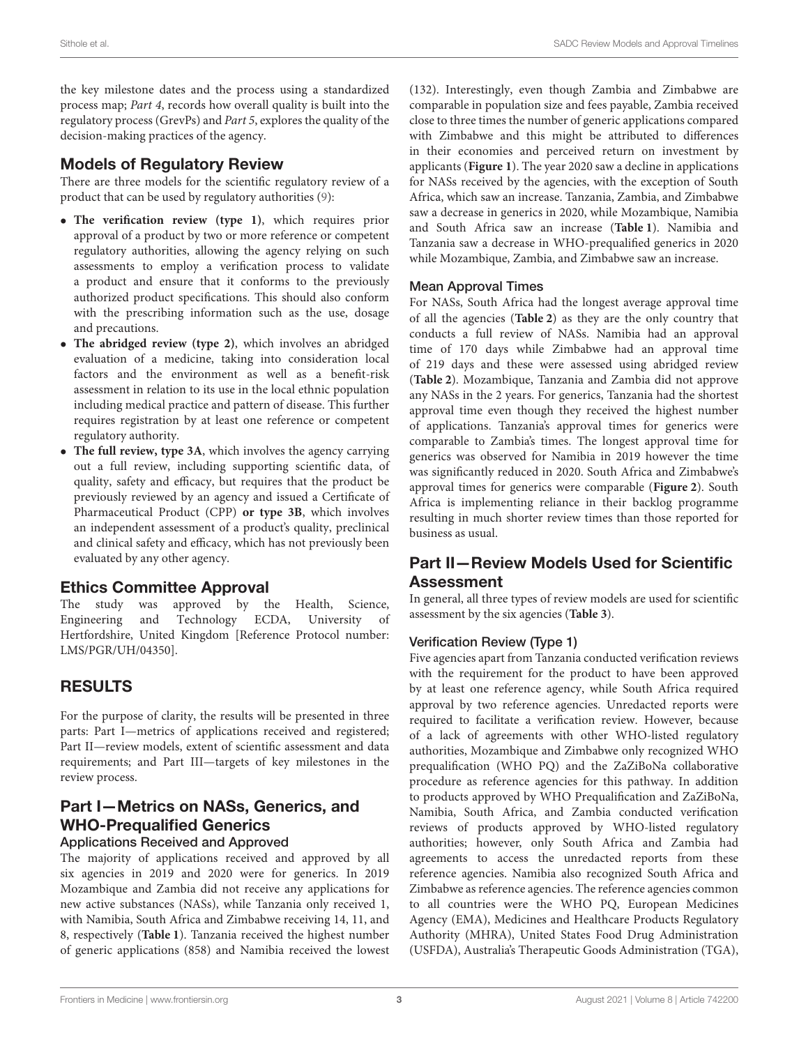the key milestone dates and the process using a standardized process map; *Part 4*, records how overall quality is built into the regulatory process (GrevPs) and *Part 5*, explores the quality of the decision-making practices of the agency.

## Models of Regulatory Review

There are three models for the scientific regulatory review of a product that can be used by regulatory authorities (9):

- **The verification review (type 1)**, which requires prior approval of a product by two or more reference or competent regulatory authorities, allowing the agency relying on such assessments to employ a verification process to validate a product and ensure that it conforms to the previously authorized product specifications. This should also conform with the prescribing information such as the use, dosage and precautions.
- **The abridged review (type 2)**, which involves an abridged evaluation of a medicine, taking into consideration local factors and the environment as well as a benefit-risk assessment in relation to its use in the local ethnic population including medical practice and pattern of disease. This further requires registration by at least one reference or competent regulatory authority.
- **The full review, type 3A**, which involves the agency carrying out a full review, including supporting scientific data, of quality, safety and efficacy, but requires that the product be previously reviewed by an agency and issued a Certificate of Pharmaceutical Product (CPP) **or type 3B**, which involves an independent assessment of a product's quality, preclinical and clinical safety and efficacy, which has not previously been evaluated by any other agency.

## Ethics Committee Approval

The study was approved by the Health, Science, Engineering and Technology ECDA, University of Hertfordshire, United Kingdom [Reference Protocol number: LMS/PGR/UH/04350].

# RESULTS

For the purpose of clarity, the results will be presented in three parts: Part I—metrics of applications received and registered; Part II—review models, extent of scientific assessment and data requirements; and Part III—targets of key milestones in the review process.

## Part I—Metrics on NASs, Generics, and WHO-Prequalified Generics

### Applications Received and Approved

The majority of applications received and approved by all six agencies in 2019 and 2020 were for generics. In 2019 Mozambique and Zambia did not receive any applications for new active substances (NASs), while Tanzania only received 1, with Namibia, South Africa and Zimbabwe receiving 14, 11, and 8, respectively (**Table 1**). Tanzania received the highest number of generic applications (858) and Namibia received the lowest (132). Interestingly, even though Zambia and Zimbabwe are comparable in population size and fees payable, Zambia received close to three times the number of generic applications compared with Zimbabwe and this might be attributed to differences in their economies and perceived return on investment by applicants (**Figure 1**). The year 2020 saw a decline in applications for NASs received by the agencies, with the exception of South Africa, which saw an increase. Tanzania, Zambia, and Zimbabwe saw a decrease in generics in 2020, while Mozambique, Namibia and South Africa saw an increase (**Table 1**). Namibia and Tanzania saw a decrease in WHO-prequalified generics in 2020 while Mozambique, Zambia, and Zimbabwe saw an increase.

### Mean Approval Times

For NASs, South Africa had the longest average approval time of all the agencies (**Table 2**) as they are the only country that conducts a full review of NASs. Namibia had an approval time of 170 days while Zimbabwe had an approval time of 219 days and these were assessed using abridged review (**Table 2**). Mozambique, Tanzania and Zambia did not approve any NASs in the 2 years. For generics, Tanzania had the shortest approval time even though they received the highest number of applications. Tanzania's approval times for generics were comparable to Zambia's times. The longest approval time for generics was observed for Namibia in 2019 however the time was significantly reduced in 2020. South Africa and Zimbabwe's approval times for generics were comparable (**Figure 2**). South Africa is implementing reliance in their backlog programme resulting in much shorter review times than those reported for business as usual.

## Part II—Review Models Used for Scientific Assessment

In general, all three types of review models are used for scientific assessment by the six agencies (**Table 3**).

### Verification Review (Type 1)

Five agencies apart from Tanzania conducted verification reviews with the requirement for the product to have been approved by at least one reference agency, while South Africa required approval by two reference agencies. Unredacted reports were required to facilitate a verification review. However, because of a lack of agreements with other WHO-listed regulatory authorities, Mozambique and Zimbabwe only recognized WHO prequalification (WHO PQ) and the ZaZiBoNa collaborative procedure as reference agencies for this pathway. In addition to products approved by WHO Prequalification and ZaZiBoNa, Namibia, South Africa, and Zambia conducted verification reviews of products approved by WHO-listed regulatory authorities; however, only South Africa and Zambia had agreements to access the unredacted reports from these reference agencies. Namibia also recognized South Africa and Zimbabwe as reference agencies. The reference agencies common to all countries were the WHO PQ, European Medicines Agency (EMA), Medicines and Healthcare Products Regulatory Authority (MHRA), United States Food Drug Administration (USFDA), Australia's Therapeutic Goods Administration (TGA),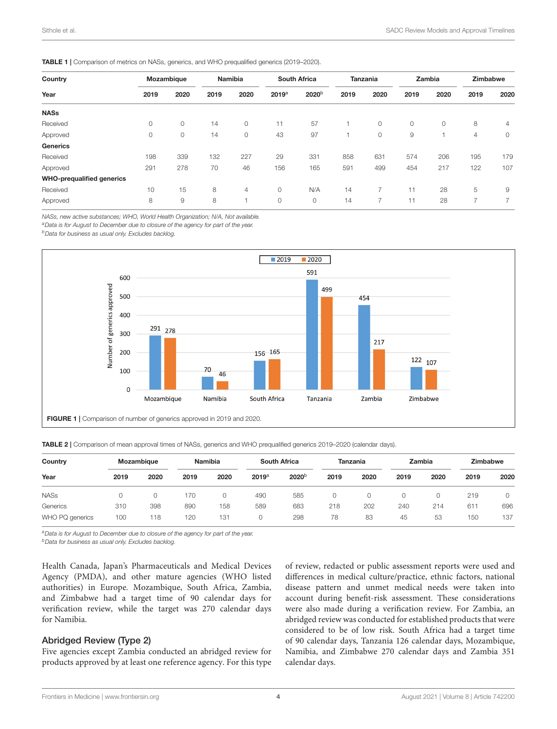**TABLE 1** | Comparison of metrics on NASs, generics, and WHO prequalified generics (2019–2020).

| Country | Mozambique | | Namibia | | South Africa | | Tanzania | | Zambia | | Zimbabwe | |
|---|---|---|---|---|---|---|---|---|---|---|---|---|
| Year | 2019 | 2020 | 2019 | 2020 | 2019[a] | 2020[b] | 2019 | 2020 | 2019 | 2020 | 2019 | 2020 |
| **NASs** | | | | | | | | | | | | |
| Received | 0 | 0 | 14 | 0 | 11 | 57 | 1 | 0 | 0 | 0 | 8 | 4 |
| Approved | 0 | 0 | 14 | 0 | 43 | 97 | 1 | 0 | 9 | 1 | 4 | 0 |
| **Generics** | | | | | | | | | | | | |
| Received | 198 | 339 | 132 | 227 | 29 | 331 | 858 | 631 | 574 | 206 | 195 | 179 |
| Approved | 291 | 278 | 70 | 46 | 156 | 165 | 591 | 499 | 454 | 217 | 122 | 107 |
| **WHO-prequalified generics** | | | | | | | | | | | | |
| Received | 10 | 15 | 8 | 4 | 0 | N/A | 14 | 7 | 11 | 28 | 5 | 9 |
| Approved | 8 | 9 | 8 | 1 | 0 | 0 | 14 | 7 | 11 | 28 | 7 | 7 |

*NASs, new active substances; WHO, World Health Organization; N/A, Not available.*
[a]*Data is for August to December due to closure of the agency for part of the year.*
[b]*Data for business as usual only. Excludes backlog.*

**FIGURE 1** | Comparison of number of generics approved in 2019 and 2020.

**TABLE 2** | Comparison of mean approval times of NASs, generics and WHO prequalified generics 2019–2020 (calendar days).

| Country | Mozambique | | Namibia | | South Africa | | Tanzania | | Zambia | | Zimbabwe | |
|---|---|---|---|---|---|---|---|---|---|---|---|---|
| Year | 2019 | 2020 | 2019 | 2020 | 2019[a] | 2020[b] | 2019 | 2020 | 2019 | 2020 | 2019 | 2020 |
| NASs | 0 | 0 | 170 | 0 | 490 | 585 | 0 | 0 | 0 | 0 | 219 | 0 |
| Generics | 310 | 398 | 890 | 158 | 589 | 683 | 218 | 202 | 240 | 214 | 611 | 696 |
| WHO PQ generics | 100 | 118 | 120 | 131 | 0 | 298 | 78 | 83 | 45 | 53 | 150 | 137 |

[a]*Data is for August to December due to closure of the agency for part of the year.*
[b]*Data for business as usual only. Excludes backlog.*

Health Canada, Japan's Pharmaceuticals and Medical Devices Agency (PMDA), and other mature agencies (WHO listed authorities) in Europe. Mozambique, South Africa, Zambia, and Zimbabwe had a target time of 90 calendar days for verification review, while the target was 270 calendar days for Namibia.

## Abridged Review (Type 2)

Five agencies except Zambia conducted an abridged review for products approved by at least one reference agency. For this type of review, redacted or public assessment reports were used and differences in medical culture/practice, ethnic factors, national disease pattern and unmet medical needs were taken into account during benefit-risk assessment. These considerations were also made during a verification review. For Zambia, an abridged review was conducted for established products that were considered to be of low risk. South Africa had a target time of 90 calendar days, Tanzania 126 calendar days, Mozambique, Namibia, and Zimbabwe 270 calendar days and Zambia 351 calendar days.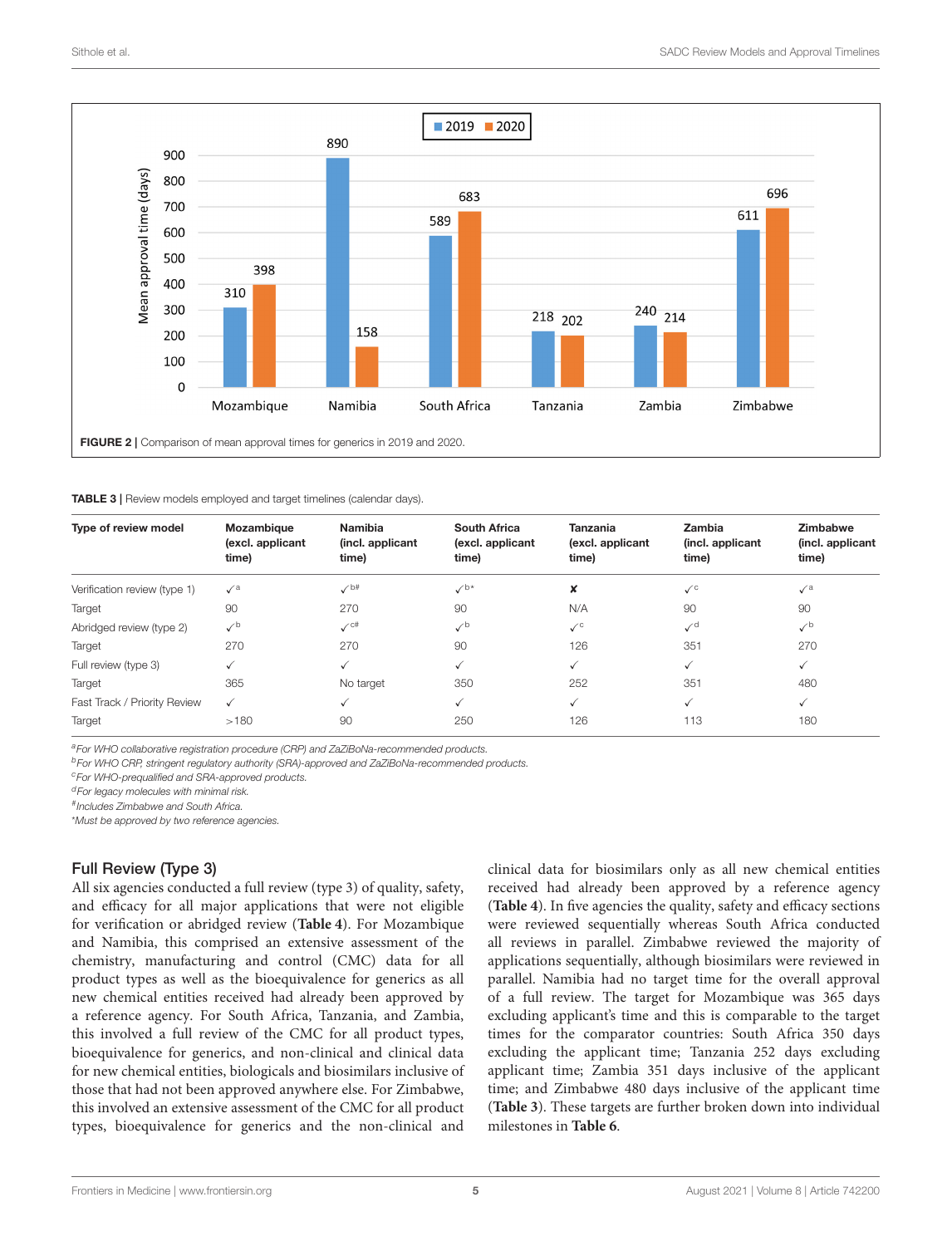FIGURE 2 | Comparison of mean approval times for generics in 2019 and 2020.

TABLE 3 | Review models employed and target timelines (calendar days).

| Type of review model | Mozambique (excl. applicant time) | Namibia (incl. applicant time) | South Africa (excl. applicant time) | Tanzania (excl. applicant time) | Zambia (incl. applicant time) | Zimbabwe (incl. applicant time) |
|---|---|---|---|---|---|---|
| Verification review (type 1) | ✓[a] | ✓[b#] | ✓[b*] | ✘ | ✓[c] | ✓[a] |
| Target | 90 | 270 | 90 | N/A | 90 | 90 |
| Abridged review (type 2) | ✓[b] | ✓[c#] | ✓[b] | ✓[c] | ✓[d] | ✓[b] |
| Target | 270 | 270 | 90 | 126 | 351 | 270 |
| Full review (type 3) | ✓ | ✓ | ✓ | ✓ | ✓ | ✓ |
| Target | 365 | No target | 350 | 252 | 351 | 480 |
| Fast Track / Priority Review | ✓ | ✓ | ✓ | ✓ | ✓ | ✓ |
| Target | >180 | 90 | 250 | 126 | 113 | 180 |

[a]For WHO collaborative registration procedure (CRP) and ZaZiBoNa-recommended products.
[b]For WHO CRP, stringent regulatory authority (SRA)-approved and ZaZiBoNa-recommended products.
[c]For WHO-prequalified and SRA-approved products.
[d]For legacy molecules with minimal risk.
[#]Includes Zimbabwe and South Africa.
*Must be approved by two reference agencies.

## Full Review (Type 3)

All six agencies conducted a full review (type 3) of quality, safety, and efficacy for all major applications that were not eligible for verification or abridged review (**Table 4**). For Mozambique and Namibia, this comprised an extensive assessment of the chemistry, manufacturing and control (CMC) data for all product types as well as the bioequivalence for generics as all new chemical entities received had already been approved by a reference agency. For South Africa, Tanzania, and Zambia, this involved a full review of the CMC for all product types, bioequivalence for generics, and non-clinical and clinical data for new chemical entities, biologicals and biosimilars inclusive of those that had not been approved anywhere else. For Zimbabwe, this involved an extensive assessment of the CMC for all product types, bioequivalence for generics and the non-clinical and clinical data for biosimilars only as all new chemical entities received had already been approved by a reference agency (**Table 4**). In five agencies the quality, safety and efficacy sections were reviewed sequentially whereas South Africa conducted all reviews in parallel. Zimbabwe reviewed the majority of applications sequentially, although biosimilars were reviewed in parallel. Namibia had no target time for the overall approval of a full review. The target for Mozambique was 365 days excluding applicant's time and this is comparable to the target times for the comparator countries: South Africa 350 days excluding the applicant time; Tanzania 252 days excluding the applicant time; Zambia 351 days inclusive of the applicant time; and Zimbabwe 480 days inclusive of the applicant time (**Table 3**). These targets are further broken down into individual milestones in **Table 6**.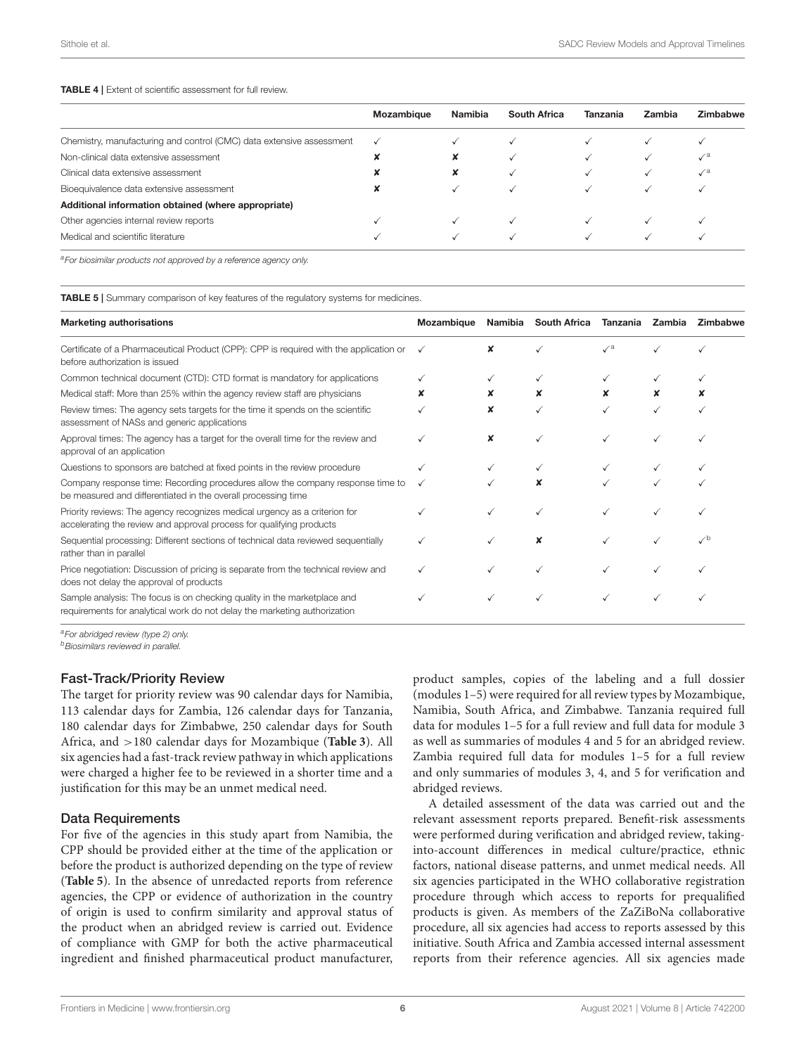**TABLE 4 |** Extent of scientific assessment for full review.

| | Mozambique | Namibia | South Africa | Tanzania | Zambia | Zimbabwe |
|---|---|---|---|---|---|---|
| Chemistry, manufacturing and control (CMC) data extensive assessment | ✓ | ✓ | ✓ | ✓ | ✓ | ✓ |
| Non-clinical data extensive assessment | ✘ | ✘ | ✓ | ✓ | ✓ | ✓[a] |
| Clinical data extensive assessment | ✘ | ✘ | ✓ | ✓ | ✓ | ✓[a] |
| Bioequivalence data extensive assessment | ✘ | ✓ | ✓ | ✓ | ✓ | ✓ |
| **Additional information obtained (where appropriate)** | | | | | | |
| Other agencies internal review reports | ✓ | ✓ | ✓ | ✓ | ✓ | ✓ |
| Medical and scientific literature | ✓ | ✓ | ✓ | ✓ | ✓ | ✓ |

*[a]For biosimilar products not approved by a reference agency only.*

**TABLE 5 |** Summary comparison of key features of the regulatory systems for medicines.

| Marketing authorisations | Mozambique | Namibia | South Africa | Tanzania | Zambia | Zimbabwe |
|---|---|---|---|---|---|---|
| Certificate of a Pharmaceutical Product (CPP): CPP is required with the application or before authorization is issued | ✓ | ✘ | ✓ | ✓[a] | ✓ | ✓ |
| Common technical document (CTD): CTD format is mandatory for applications | ✓ | ✓ | ✓ | ✓ | ✓ | ✓ |
| Medical staff: More than 25% within the agency review staff are physicians | ✘ | ✘ | ✘ | ✘ | ✘ | ✘ |
| Review times: The agency sets targets for the time it spends on the scientific assessment of NASs and generic applications | ✓ | ✘ | ✓ | ✓ | ✓ | ✓ |
| Approval times: The agency has a target for the overall time for the review and approval of an application | ✓ | ✘ | ✓ | ✓ | ✓ | ✓ |
| Questions to sponsors are batched at fixed points in the review procedure | ✓ | ✓ | ✓ | ✓ | ✓ | ✓ |
| Company response time: Recording procedures allow the company response time to be measured and differentiated in the overall processing time | ✓ | ✓ | ✘ | ✓ | ✓ | ✓ |
| Priority reviews: The agency recognizes medical urgency as a criterion for accelerating the review and approval process for qualifying products | ✓ | ✓ | ✓ | ✓ | ✓ | ✓ |
| Sequential processing: Different sections of technical data reviewed sequentially rather than in parallel | ✓ | ✓ | ✘ | ✓ | ✓ | ✓[b] |
| Price negotiation: Discussion of pricing is separate from the technical review and does not delay the approval of products | ✓ | ✓ | ✓ | ✓ | ✓ | ✓ |
| Sample analysis: The focus is on checking quality in the marketplace and requirements for analytical work do not delay the marketing authorization | ✓ | ✓ | ✓ | ✓ | ✓ | ✓ |

*[a]For abridged review (type 2) only.*
*[b]Biosimilars reviewed in parallel.*

### Fast-Track/Priority Review

The target for priority review was 90 calendar days for Namibia, 113 calendar days for Zambia, 126 calendar days for Tanzania, 180 calendar days for Zimbabwe, 250 calendar days for South Africa, and >180 calendar days for Mozambique (**Table 3**). All six agencies had a fast-track review pathway in which applications were charged a higher fee to be reviewed in a shorter time and a justification for this may be an unmet medical need.

### Data Requirements

For five of the agencies in this study apart from Namibia, the CPP should be provided either at the time of the application or before the product is authorized depending on the type of review (**Table 5**). In the absence of unredacted reports from reference agencies, the CPP or evidence of authorization in the country of origin is used to confirm similarity and approval status of the product when an abridged review is carried out. Evidence of compliance with GMP for both the active pharmaceutical ingredient and finished pharmaceutical product manufacturer, product samples, copies of the labeling and a full dossier (modules 1–5) were required for all review types by Mozambique, Namibia, South Africa, and Zimbabwe. Tanzania required full data for modules 1–5 for a full review and full data for module 3 as well as summaries of modules 4 and 5 for an abridged review. Zambia required full data for modules 1–5 for a full review and only summaries of modules 3, 4, and 5 for verification and abridged reviews.

A detailed assessment of the data was carried out and the relevant assessment reports prepared. Benefit-risk assessments were performed during verification and abridged review, taking-into-account differences in medical culture/practice, ethnic factors, national disease patterns, and unmet medical needs. All six agencies participated in the WHO collaborative registration procedure through which access to reports for prequalified products is given. As members of the ZaZiBoNa collaborative procedure, all six agencies had access to reports assessed by this initiative. South Africa and Zambia accessed internal assessment reports from their reference agencies. All six agencies made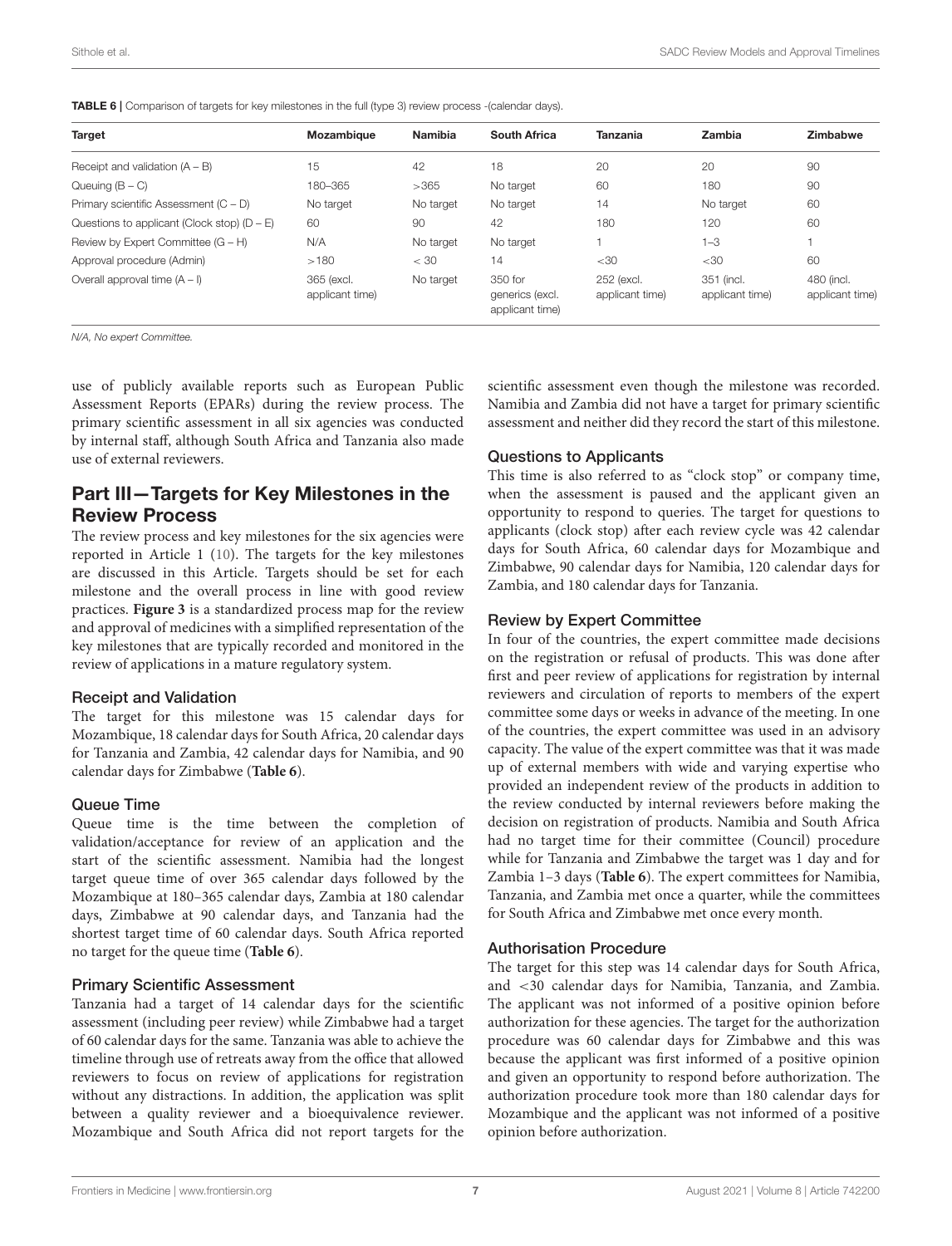**TABLE 6** | Comparison of targets for key milestones in the full (type 3) review process -(calendar days).

| Target | Mozambique | Namibia | South Africa | Tanzania | Zambia | Zimbabwe |
|---|---|---|---|---|---|---|
| Receipt and validation (A – B) | 15 | 42 | 18 | 20 | 20 | 90 |
| Queuing (B – C) | 180–365 | >365 | No target | 60 | 180 | 90 |
| Primary scientific Assessment (C – D) | No target | No target | No target | 14 | No target | 60 |
| Questions to applicant (Clock stop) (D – E) | 60 | 90 | 42 | 180 | 120 | 60 |
| Review by Expert Committee (G – H) | N/A | No target | No target | 1 | 1–3 | 1 |
| Approval procedure (Admin) | >180 | < 30 | 14 | <30 | <30 | 60 |
| Overall approval time (A – I) | 365 (excl. applicant time) | No target | 350 for generics (excl. applicant time) | 252 (excl. applicant time) | 351 (incl. applicant time) | 480 (incl. applicant time) |

*N/A, No expert Committee.*

use of publicly available reports such as European Public Assessment Reports (EPARs) during the review process. The primary scientific assessment in all six agencies was conducted by internal staff, although South Africa and Tanzania also made use of external reviewers.

## Part III—Targets for Key Milestones in the Review Process

The review process and key milestones for the six agencies were reported in Article 1 (10). The targets for the key milestones are discussed in this Article. Targets should be set for each milestone and the overall process in line with good review practices. **Figure 3** is a standardized process map for the review and approval of medicines with a simplified representation of the key milestones that are typically recorded and monitored in the review of applications in a mature regulatory system.

### Receipt and Validation

The target for this milestone was 15 calendar days for Mozambique, 18 calendar days for South Africa, 20 calendar days for Tanzania and Zambia, 42 calendar days for Namibia, and 90 calendar days for Zimbabwe (**Table 6**).

### Queue Time

Queue time is the time between the completion of validation/acceptance for review of an application and the start of the scientific assessment. Namibia had the longest target queue time of over 365 calendar days followed by the Mozambique at 180–365 calendar days, Zambia at 180 calendar days, Zimbabwe at 90 calendar days, and Tanzania had the shortest target time of 60 calendar days. South Africa reported no target for the queue time (**Table 6**).

### Primary Scientific Assessment

Tanzania had a target of 14 calendar days for the scientific assessment (including peer review) while Zimbabwe had a target of 60 calendar days for the same. Tanzania was able to achieve the timeline through use of retreats away from the office that allowed reviewers to focus on review of applications for registration without any distractions. In addition, the application was split between a quality reviewer and a bioequivalence reviewer. Mozambique and South Africa did not report targets for the scientific assessment even though the milestone was recorded. Namibia and Zambia did not have a target for primary scientific assessment and neither did they record the start of this milestone.

### Questions to Applicants

This time is also referred to as "clock stop" or company time, when the assessment is paused and the applicant given an opportunity to respond to queries. The target for questions to applicants (clock stop) after each review cycle was 42 calendar days for South Africa, 60 calendar days for Mozambique and Zimbabwe, 90 calendar days for Namibia, 120 calendar days for Zambia, and 180 calendar days for Tanzania.

### Review by Expert Committee

In four of the countries, the expert committee made decisions on the registration or refusal of products. This was done after first and peer review of applications for registration by internal reviewers and circulation of reports to members of the expert committee some days or weeks in advance of the meeting. In one of the countries, the expert committee was used in an advisory capacity. The value of the expert committee was that it was made up of external members with wide and varying expertise who provided an independent review of the products in addition to the review conducted by internal reviewers before making the decision on registration of products. Namibia and South Africa had no target time for their committee (Council) procedure while for Tanzania and Zimbabwe the target was 1 day and for Zambia 1–3 days (**Table 6**). The expert committees for Namibia, Tanzania, and Zambia met once a quarter, while the committees for South Africa and Zimbabwe met once every month.

### Authorisation Procedure

The target for this step was 14 calendar days for South Africa, and <30 calendar days for Namibia, Tanzania, and Zambia. The applicant was not informed of a positive opinion before authorization for these agencies. The target for the authorization procedure was 60 calendar days for Zimbabwe and this was because the applicant was first informed of a positive opinion and given an opportunity to respond before authorization. The authorization procedure took more than 180 calendar days for Mozambique and the applicant was not informed of a positive opinion before authorization.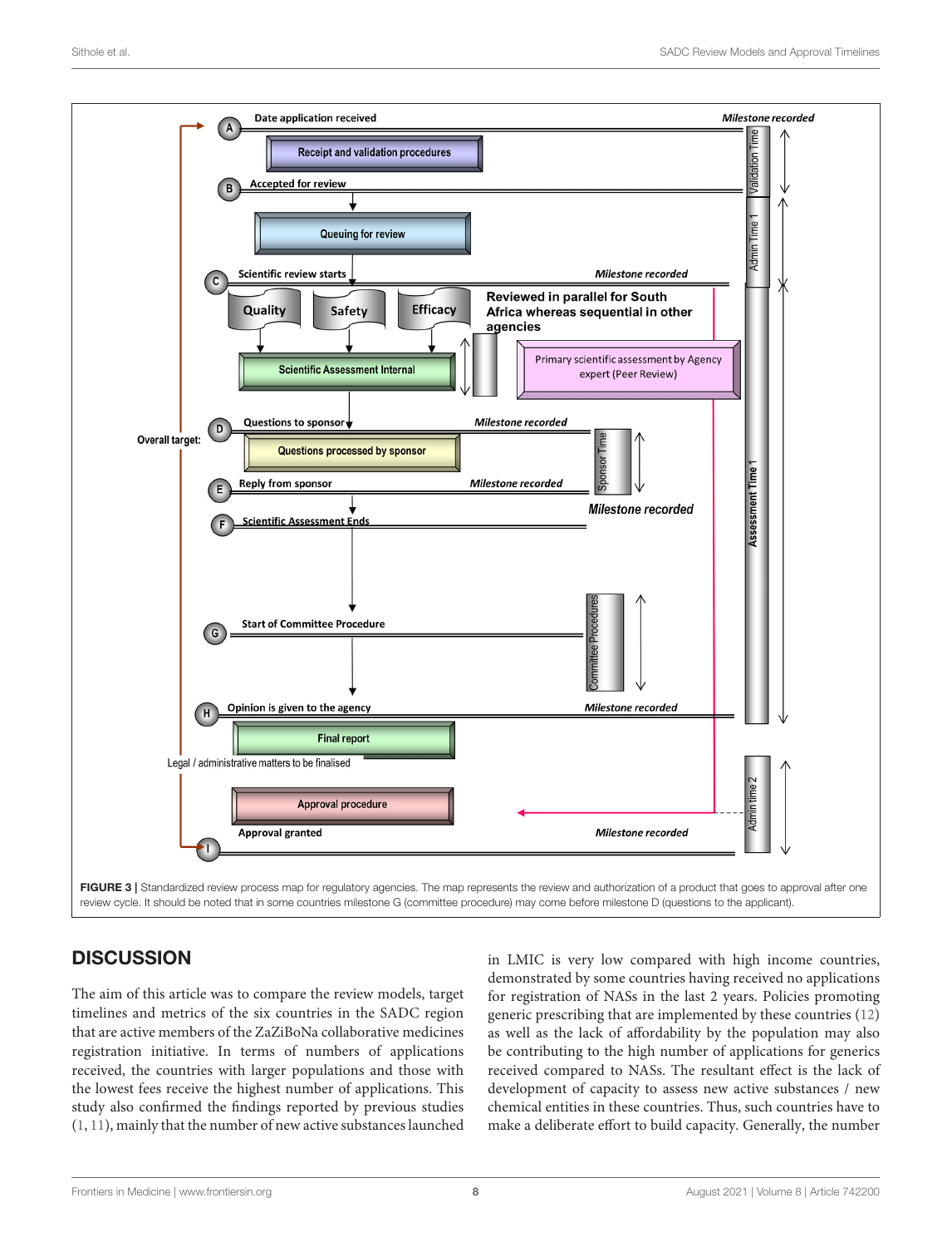**FIGURE 3 |** Standardized review process map for regulatory agencies. The map represents the review and authorization of a product that goes to approval after one review cycle. It should be noted that in some countries milestone G (committee procedure) may come before milestone D (questions to the applicant).

## DISCUSSION

The aim of this article was to compare the review models, target timelines and metrics of the six countries in the SADC region that are active members of the ZaZiBoNa collaborative medicines registration initiative. In terms of numbers of applications received, the countries with larger populations and those with the lowest fees receive the highest number of applications. This study also confirmed the findings reported by previous studies (1, 11), mainly that the number of new active substances launched in LMIC is very low compared with high income countries, demonstrated by some countries having received no applications for registration of NASs in the last 2 years. Policies promoting generic prescribing that are implemented by these countries (12) as well as the lack of affordability by the population may also be contributing to the high number of applications for generics received compared to NASs. The resultant effect is the lack of development of capacity to assess new active substances / new chemical entities in these countries. Thus, such countries have to make a deliberate effort to build capacity. Generally, the number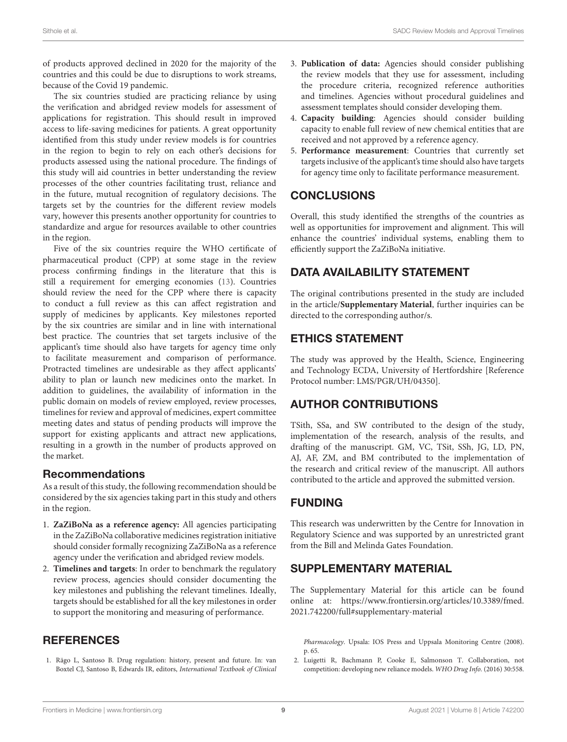of products approved declined in 2020 for the majority of the countries and this could be due to disruptions to work streams, because of the Covid 19 pandemic.

The six countries studied are practicing reliance by using the verification and abridged review models for assessment of applications for registration. This should result in improved access to life-saving medicines for patients. A great opportunity identified from this study under review models is for countries in the region to begin to rely on each other's decisions for products assessed using the national procedure. The findings of this study will aid countries in better understanding the review processes of the other countries facilitating trust, reliance and in the future, mutual recognition of regulatory decisions. The targets set by the countries for the different review models vary, however this presents another opportunity for countries to standardize and argue for resources available to other countries in the region.

Five of the six countries require the WHO certificate of pharmaceutical product (CPP) at some stage in the review process confirming findings in the literature that this is still a requirement for emerging economies (13). Countries should review the need for the CPP where there is capacity to conduct a full review as this can affect registration and supply of medicines by applicants. Key milestones reported by the six countries are similar and in line with international best practice. The countries that set targets inclusive of the applicant's time should also have targets for agency time only to facilitate measurement and comparison of performance. Protracted timelines are undesirable as they affect applicants' ability to plan or launch new medicines onto the market. In addition to guidelines, the availability of information in the public domain on models of review employed, review processes, timelines for review and approval of medicines, expert committee meeting dates and status of pending products will improve the support for existing applicants and attract new applications, resulting in a growth in the number of products approved on the market.

### Recommendations

As a result of this study, the following recommendation should be considered by the six agencies taking part in this study and others in the region.

1. **ZaZiBoNa as a reference agency:** All agencies participating in the ZaZiBoNa collaborative medicines registration initiative should consider formally recognizing ZaZiBoNa as a reference agency under the verification and abridged review models.
2. **Timelines and targets**: In order to benchmark the regulatory review process, agencies should consider documenting the key milestones and publishing the relevant timelines. Ideally, targets should be established for all the key milestones in order to support the monitoring and measuring of performance.
3. **Publication of data:** Agencies should consider publishing the review models that they use for assessment, including the procedure criteria, recognized reference authorities and timelines. Agencies without procedural guidelines and assessment templates should consider developing them.
4. **Capacity building**: Agencies should consider building capacity to enable full review of new chemical entities that are received and not approved by a reference agency.
5. **Performance measurement**: Countries that currently set targets inclusive of the applicant's time should also have targets for agency time only to facilitate performance measurement.

## CONCLUSIONS

Overall, this study identified the strengths of the countries as well as opportunities for improvement and alignment. This will enhance the countries' individual systems, enabling them to efficiently support the ZaZiBoNa initiative.

## DATA AVAILABILITY STATEMENT

The original contributions presented in the study are included in the article/**Supplementary Material**, further inquiries can be directed to the corresponding author/s.

## ETHICS STATEMENT

The study was approved by the Health, Science, Engineering and Technology ECDA, University of Hertfordshire [Reference Protocol number: LMS/PGR/UH/04350].

## AUTHOR CONTRIBUTIONS

TSith, SSa, and SW contributed to the design of the study, implementation of the research, analysis of the results, and drafting of the manuscript. GM, VC, TSit, SSh, JG, LD, PN, AJ, AF, ZM, and BM contributed to the implementation of the research and critical review of the manuscript. All authors contributed to the article and approved the submitted version.

## FUNDING

This research was underwritten by the Centre for Innovation in Regulatory Science and was supported by an unrestricted grant from the Bill and Melinda Gates Foundation.

## SUPPLEMENTARY MATERIAL

The Supplementary Material for this article can be found online at: https://www.frontiersin.org/articles/10.3389/fmed.2021.742200/full#supplementary-material

## REFERENCES

1. Rägo L, Santoso B. Drug regulation: history, present and future. In: van Boxtel CJ, Santoso B, Edwards IR, editors, *International Textbook of Clinical Pharmacology*. Upsala: IOS Press and Uppsala Monitoring Centre (2008). p. 65.
2. Luigetti R, Bachmann P, Cooke E, Salmonson T. Collaboration, not competition: developing new reliance models. *WHO Drug Info.* (2016) 30:558.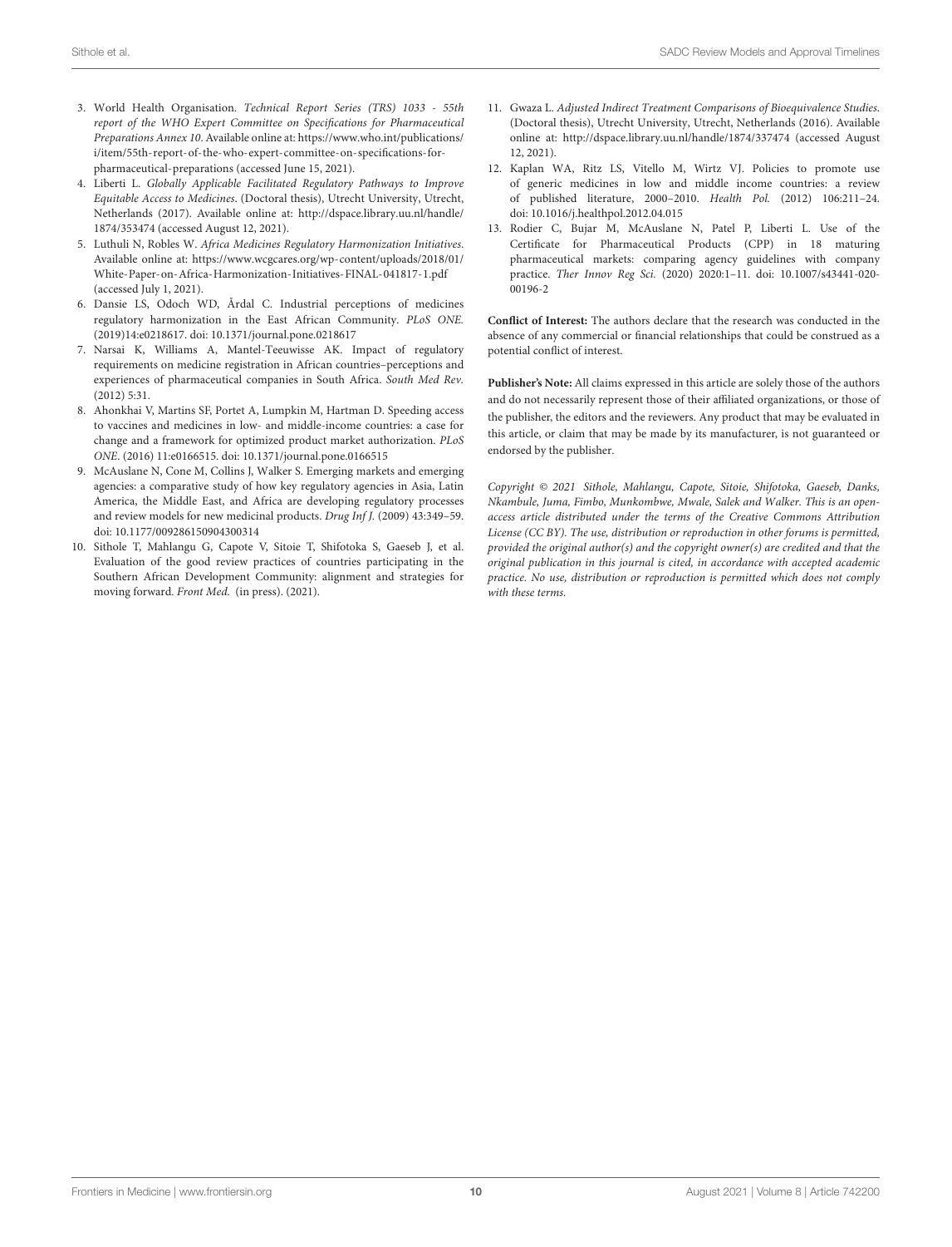3. World Health Organisation. *Technical Report Series (TRS) 1033 - 55th report of the WHO Expert Committee on Specifications for Pharmaceutical Preparations Annex 10*. Available online at: https://www.who.int/publications/i/item/55th-report-of-the-who-expert-committee-on-specifications-for-pharmaceutical-preparations (accessed June 15, 2021).
4. Liberti L. *Globally Applicable Facilitated Regulatory Pathways to Improve Equitable Access to Medicines*. (Doctoral thesis), Utrecht University, Utrecht, Netherlands (2017). Available online at: http://dspace.library.uu.nl/handle/1874/353474 (accessed August 12, 2021).
5. Luthuli N, Robles W. *Africa Medicines Regulatory Harmonization Initiatives*. Available online at: https://www.wcgcares.org/wp-content/uploads/2018/01/White-Paper-on-Africa-Harmonization-Initiatives-FINAL-041817-1.pdf (accessed July 1, 2021).
6. Dansie LS, Odoch WD, Årdal C. Industrial perceptions of medicines regulatory harmonization in the East African Community. *PLoS ONE*. (2019)14:e0218617. doi: 10.1371/journal.pone.0218617
7. Narsai K, Williams A, Mantel-Teeuwisse AK. Impact of regulatory requirements on medicine registration in African countries–perceptions and experiences of pharmaceutical companies in South Africa. *South Med Rev*. (2012) 5:31.
8. Ahonkhai V, Martins SF, Portet A, Lumpkin M, Hartman D. Speeding access to vaccines and medicines in low- and middle-income countries: a case for change and a framework for optimized product market authorization. *PLoS ONE*. (2016) 11:e0166515. doi: 10.1371/journal.pone.0166515
9. McAuslane N, Cone M, Collins J, Walker S. Emerging markets and emerging agencies: a comparative study of how key regulatory agencies in Asia, Latin America, the Middle East, and Africa are developing regulatory processes and review models for new medicinal products. *Drug Inf J*. (2009) 43:349–59. doi: 10.1177/009286150904300314
10. Sithole T, Mahlangu G, Capote V, Sitoie T, Shifotoka S, Gaeseb J, et al. Evaluation of the good review practices of countries participating in the Southern African Development Community: alignment and strategies for moving forward. *Front Med*. (in press). (2021).
11. Gwaza L. *Adjusted Indirect Treatment Comparisons of Bioequivalence Studies*. (Doctoral thesis), Utrecht University, Utrecht, Netherlands (2016). Available online at: http://dspace.library.uu.nl/handle/1874/337474 (accessed August 12, 2021).
12. Kaplan WA, Ritz LS, Vitello M, Wirtz VJ. Policies to promote use of generic medicines in low and middle income countries: a review of published literature, 2000–2010. *Health Pol*. (2012) 106:211–24. doi: 10.1016/j.healthpol.2012.04.015
13. Rodier C, Bujar M, McAuslane N, Patel P, Liberti L. Use of the Certificate for Pharmaceutical Products (CPP) in 18 maturing pharmaceutical markets: comparing agency guidelines with company practice. *Ther Innov Reg Sci*. (2020) 2020:1–11. doi: 10.1007/s43441-020-00196-2

**Conflict of Interest:** The authors declare that the research was conducted in the absence of any commercial or financial relationships that could be construed as a potential conflict of interest.

**Publisher's Note:** All claims expressed in this article are solely those of the authors and do not necessarily represent those of their affiliated organizations, or those of the publisher, the editors and the reviewers. Any product that may be evaluated in this article, or claim that may be made by its manufacturer, is not guaranteed or endorsed by the publisher.

*Copyright © 2021 Sithole, Mahlangu, Capote, Sitoie, Shifotoka, Gaeseb, Danks, Nkambule, Juma, Fimbo, Munkombwe, Mwale, Salek and Walker. This is an open-access article distributed under the terms of the Creative Commons Attribution License (CC BY). The use, distribution or reproduction in other forums is permitted, provided the original author(s) and the copyright owner(s) are credited and that the original publication in this journal is cited, in accordance with accepted academic practice. No use, distribution or reproduction is permitted which does not comply with these terms.*